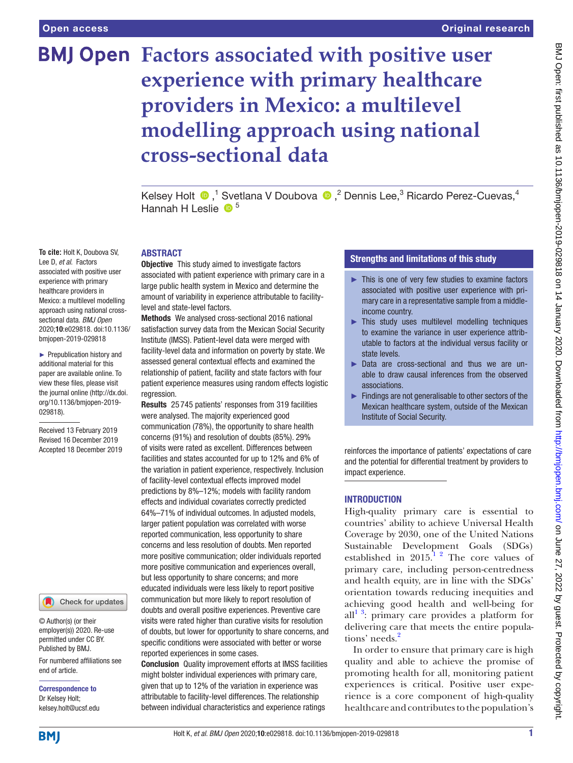Open access

Original research

# Factors associated with positive user experience with primary healthcare providers in Mexico: a multilevel modelling approach using national cross-sectional data

Kelsey Holt [1], Svetlana V Doubova [2], Dennis Lee [3], Ricardo Perez-Cuevas [4], Hannah H Leslie [5]

**To cite:** Holt K, Doubova SV, Lee D, *et al*. Factors associated with positive user experience with primary healthcare providers in Mexico: a multilevel modelling approach using national cross-sectional data. *BMJ Open* 2020;**10**:e029818. doi:10.1136/bmjopen-2019-029818

► Prepublication history and additional material for this paper are available online. To view these files, please visit the journal online (http://dx.doi.org/10.1136/bmjopen-2019-029818).

Received 13 February 2019
Revised 16 December 2019
Accepted 18 December 2019

© Author(s) (or their employer(s)) 2020. Re-use permitted under CC BY. Published by BMJ.

For numbered affiliations see end of article.

**Correspondence to**
Dr Kelsey Holt;
kelsey.holt@ucsf.edu

## ABSTRACT

**Objective** This study aimed to investigate factors associated with patient experience with primary care in a large public health system in Mexico and determine the amount of variability in experience attributable to facility-level and state-level factors.

**Methods** We analysed cross-sectional 2016 national satisfaction survey data from the Mexican Social Security Institute (IMSS). Patient-level data were merged with facility-level data and information on poverty by state. We assessed general contextual effects and examined the relationship of patient, facility and state factors with four patient experience measures using random effects logistic regression.

**Results** 25 745 patients' responses from 319 facilities were analysed. The majority experienced good communication (78%), the opportunity to share health concerns (91%) and resolution of doubts (85%). 29% of visits were rated as excellent. Differences between facilities and states accounted for up to 12% and 6% of the variation in patient experience, respectively. Inclusion of facility-level contextual effects improved model predictions by 8%–12%; models with facility random effects and individual covariates correctly predicted 64%–71% of individual outcomes. In adjusted models, larger patient population was correlated with worse reported communication, less opportunity to share concerns and less resolution of doubts. Men reported more positive communication; older individuals reported more positive communication and experiences overall, but less opportunity to share concerns; and more educated individuals were less likely to report positive communication but more likely to report resolution of doubts and overall positive experiences. Preventive care visits were rated higher than curative visits for resolution of doubts, but lower for opportunity to share concerns, and specific conditions were associated with better or worse reported experiences in some cases.

**Conclusion** Quality improvement efforts at IMSS facilities might bolster individual experiences with primary care, given that up to 12% of the variation in experience was attributable to facility-level differences. The relationship between individual characteristics and experience ratings reinforces the importance of patients' expectations of care and the potential for differential treatment by providers to impact experience.

### Strengths and limitations of this study

- ► This is one of very few studies to examine factors associated with positive user experience with primary care in a representative sample from a middle-income country.
- ► This study uses multilevel modelling techniques to examine the variance in user experience attributable to factors at the individual versus facility or state levels.
- ► Data are cross-sectional and thus we are unable to draw causal inferences from the observed associations.
- ► Findings are not generalisable to other sectors of the Mexican healthcare system, outside of the Mexican Institute of Social Security.

## INTRODUCTION

High-quality primary care is essential to countries' ability to achieve Universal Health Coverage by 2030, one of the United Nations Sustainable Development Goals (SDGs) established in 2015.[1 2] The core values of primary care, including person-centredness and health equity, are in line with the SDGs' orientation towards reducing inequities and achieving good health and well-being for all[1 3]: primary care provides a platform for delivering care that meets the entire populations' needs.[2]

In order to ensure that primary care is high quality and able to achieve the promise of promoting health for all, monitoring patient experiences is critical. Positive user experience is a core component of high-quality healthcare and contributes to the population's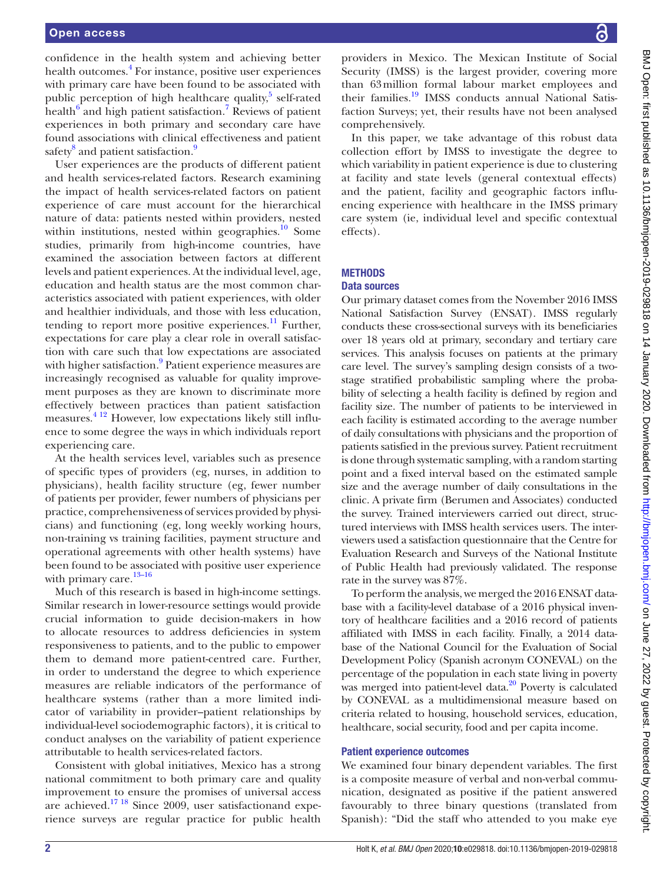confidence in the health system and achieving better health outcomes.[4] For instance, positive user experiences with primary care have been found to be associated with public perception of high healthcare quality,[5] self-rated health[6] and high patient satisfaction.[7] Reviews of patient experiences in both primary and secondary care have found associations with clinical effectiveness and patient safety[8] and patient satisfaction.[9]

User experiences are the products of different patient and health services-related factors. Research examining the impact of health services-related factors on patient experience of care must account for the hierarchical nature of data: patients nested within providers, nested within institutions, nested within geographies.[10] Some studies, primarily from high-income countries, have examined the association between factors at different levels and patient experiences. At the individual level, age, education and health status are the most common characteristics associated with patient experiences, with older and healthier individuals, and those with less education, tending to report more positive experiences.[11] Further, expectations for care play a clear role in overall satisfaction with care such that low expectations are associated with higher satisfaction.[9] Patient experience measures are increasingly recognised as valuable for quality improvement purposes as they are known to discriminate more effectively between practices than patient satisfaction measures.[4,12] However, low expectations likely still influence to some degree the ways in which individuals report experiencing care.

At the health services level, variables such as presence of specific types of providers (eg, nurses, in addition to physicians), health facility structure (eg, fewer number of patients per provider, fewer numbers of physicians per practice, comprehensiveness of services provided by physicians) and functioning (eg, long weekly working hours, non-training vs training facilities, payment structure and operational agreements with other health systems) have been found to be associated with positive user experience with primary care.[13–16]

Much of this research is based in high-income countries. Similar research in lower-resource settings would provide crucial information to guide decision-makers in how to allocate resources to address deficiencies in system responsiveness to patients, and to the public to empower them to demand more patient-centred care. Further, in order to understand the degree to which experience measures are reliable indicators of the performance of healthcare systems (rather than a more limited indicator of variability in provider–patient relationships by individual-level sociodemographic factors), it is critical to conduct analyses on the variability of patient experience attributable to health services-related factors.

Consistent with global initiatives, Mexico has a strong national commitment to both primary care and quality improvement to ensure the promises of universal access are achieved.[17,18] Since 2009, user satisfactionand experience surveys are regular practice for public health providers in Mexico. The Mexican Institute of Social Security (IMSS) is the largest provider, covering more than 63 million formal labour market employees and their families.[19] IMSS conducts annual National Satisfaction Surveys; yet, their results have not been analysed comprehensively.

In this paper, we take advantage of this robust data collection effort by IMSS to investigate the degree to which variability in patient experience is due to clustering at facility and state levels (general contextual effects) and the patient, facility and geographic factors influencing experience with healthcare in the IMSS primary care system (ie, individual level and specific contextual effects).

## METHODS

### Data sources

Our primary dataset comes from the November 2016 IMSS National Satisfaction Survey (ENSAT). IMSS regularly conducts these cross-sectional surveys with its beneficiaries over 18 years old at primary, secondary and tertiary care services. This analysis focuses on patients at the primary care level. The survey's sampling design consists of a two-stage stratified probabilistic sampling where the probability of selecting a health facility is defined by region and facility size. The number of patients to be interviewed in each facility is estimated according to the average number of daily consultations with physicians and the proportion of patients satisfied in the previous survey. Patient recruitment is done through systematic sampling, with a random starting point and a fixed interval based on the estimated sample size and the average number of daily consultations in the clinic. A private firm (Berumen and Associates) conducted the survey. Trained interviewers carried out direct, structured interviews with IMSS health services users. The interviewers used a satisfaction questionnaire that the Centre for Evaluation Research and Surveys of the National Institute of Public Health had previously validated. The response rate in the survey was 87%.

To perform the analysis, we merged the 2016 ENSAT database with a facility-level database of a 2016 physical inventory of healthcare facilities and a 2016 record of patients affiliated with IMSS in each facility. Finally, a 2014 database of the National Council for the Evaluation of Social Development Policy (Spanish acronym CONEVAL) on the percentage of the population in each state living in poverty was merged into patient-level data.[20] Poverty is calculated by CONEVAL as a multidimensional measure based on criteria related to housing, household services, education, healthcare, social security, food and per capita income.

### Patient experience outcomes

We examined four binary dependent variables. The first is a composite measure of verbal and non-verbal communication, designated as positive if the patient answered favourably to three binary questions (translated from Spanish): "Did the staff who attended to you make eye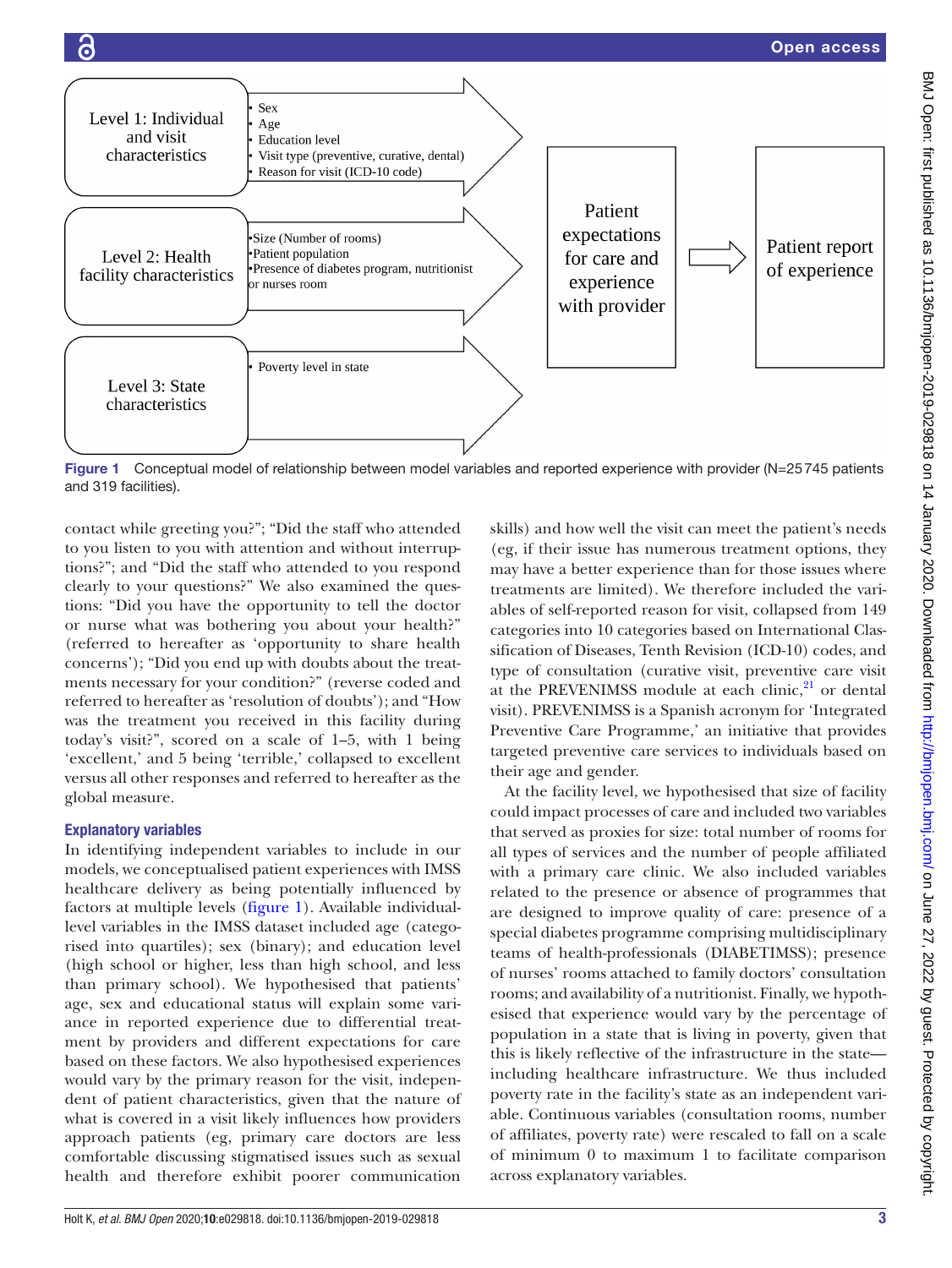Level 1: Individual and visit characteristics

- Sex
- Age
- Education level
- Visit type (preventive, curative, dental)
- Reason for visit (ICD-10 code)

Level 2: Health facility characteristics

- Size (Number of rooms)
- Patient population
- Presence of diabetes program, nutritionist or nurses room

Level 3: State characteristics

- Poverty level in state

Patient expectations for care and experience with provider

Patient report of experience

**Figure 1** Conceptual model of relationship between model variables and reported experience with provider (N=25 745 patients and 319 facilities).

contact while greeting you?"; "Did the staff who attended to you listen to you with attention and without interruptions?"; and "Did the staff who attended to you respond clearly to your questions?" We also examined the questions: "Did you have the opportunity to tell the doctor or nurse what was bothering you about your health?" (referred to hereafter as 'opportunity to share health concerns'); "Did you end up with doubts about the treatments necessary for your condition?" (reverse coded and referred to hereafter as 'resolution of doubts'); and "How was the treatment you received in this facility during today's visit?", scored on a scale of 1–5, with 1 being 'excellent,' and 5 being 'terrible,' collapsed to excellent versus all other responses and referred to hereafter as the global measure.

### Explanatory variables

In identifying independent variables to include in our models, we conceptualised patient experiences with IMSS healthcare delivery as being potentially influenced by factors at multiple levels (figure 1). Available individual-level variables in the IMSS dataset included age (categorised into quartiles); sex (binary); and education level (high school or higher, less than high school, and less than primary school). We hypothesised that patients' age, sex and educational status will explain some variance in reported experience due to differential treatment by providers and different expectations for care based on these factors. We also hypothesised experiences would vary by the primary reason for the visit, independent of patient characteristics, given that the nature of what is covered in a visit likely influences how providers approach patients (eg, primary care doctors are less comfortable discussing stigmatised issues such as sexual health and therefore exhibit poorer communication skills) and how well the visit can meet the patient's needs (eg, if their issue has numerous treatment options, they may have a better experience than for those issues where treatments are limited). We therefore included the variables of self-reported reason for visit, collapsed from 149 categories into 10 categories based on International Classification of Diseases, Tenth Revision (ICD-10) codes, and type of consultation (curative visit, preventive care visit at the PREVENIMSS module at each clinic,[21] or dental visit). PREVENIMSS is a Spanish acronym for 'Integrated Preventive Care Programme,' an initiative that provides targeted preventive care services to individuals based on their age and gender.

At the facility level, we hypothesised that size of facility could impact processes of care and included two variables that served as proxies for size: total number of rooms for all types of services and the number of people affiliated with a primary care clinic. We also included variables related to the presence or absence of programmes that are designed to improve quality of care: presence of a special diabetes programme comprising multidisciplinary teams of health-professionals (DIABETIMSS); presence of nurses' rooms attached to family doctors' consultation rooms; and availability of a nutritionist. Finally, we hypothesised that experience would vary by the percentage of population in a state that is living in poverty, given that this is likely reflective of the infrastructure in the state—including healthcare infrastructure. We thus included poverty rate in the facility's state as an independent variable. Continuous variables (consultation rooms, number of affiliates, poverty rate) were rescaled to fall on a scale of minimum 0 to maximum 1 to facilitate comparison across explanatory variables.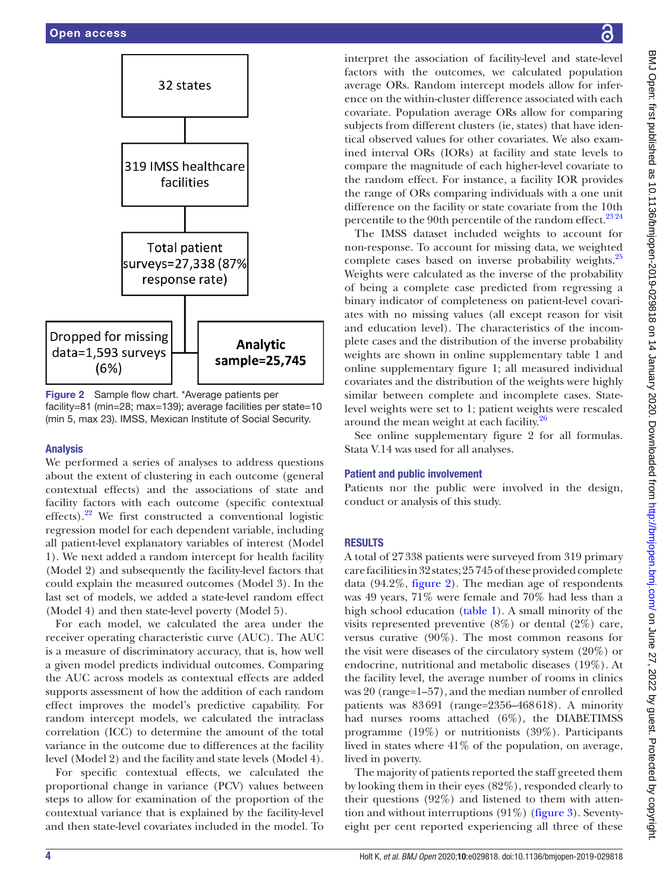32 states

319 IMSS healthcare facilities

Total patient surveys=27,338 (87% response rate)

Dropped for missing data=1,593 surveys (6%)

**Analytic sample=25,745**

Figure 2 Sample flow chart. *Average patients per facility=81 (min=28; max=139); average facilities per state=10 (min 5, max 23). IMSS, Mexican Institute of Social Security.

## Analysis

We performed a series of analyses to address questions about the extent of clustering in each outcome (general contextual effects) and the associations of state and facility factors with each outcome (specific contextual effects).[22] We first constructed a conventional logistic regression model for each dependent variable, including all patient-level explanatory variables of interest (Model 1). We next added a random intercept for health facility (Model 2) and subsequently the facility-level factors that could explain the measured outcomes (Model 3). In the last set of models, we added a state-level random effect (Model 4) and then state-level poverty (Model 5).

For each model, we calculated the area under the receiver operating characteristic curve (AUC). The AUC is a measure of discriminatory accuracy, that is, how well a given model predicts individual outcomes. Comparing the AUC across models as contextual effects are added supports assessment of how the addition of each random effect improves the model's predictive capability. For random intercept models, we calculated the intraclass correlation (ICC) to determine the amount of the total variance in the outcome due to differences at the facility level (Model 2) and the facility and state levels (Model 4).

For specific contextual effects, we calculated the proportional change in variance (PCV) values between steps to allow for examination of the proportion of the contextual variance that is explained by the facility-level and then state-level covariates included in the model. To interpret the association of facility-level and state-level factors with the outcomes, we calculated population average ORs. Random intercept models allow for inference on the within-cluster difference associated with each covariate. Population average ORs allow for comparing subjects from different clusters (ie, states) that have identical observed values for other covariates. We also examined interval ORs (IORs) at facility and state levels to compare the magnitude of each higher-level covariate to the random effect. For instance, a facility IOR provides the range of ORs comparing individuals with a one unit difference on the facility or state covariate from the 10th percentile to the 90th percentile of the random effect.[23 24]

The IMSS dataset included weights to account for non-response. To account for missing data, we weighted complete cases based on inverse probability weights.[25] Weights were calculated as the inverse of the probability of being a complete case predicted from regressing a binary indicator of completeness on patient-level covariates with no missing values (all except reason for visit and education level). The characteristics of the incomplete cases and the distribution of the inverse probability weights are shown in online supplementary table 1 and online supplementary figure 1; all measured individual covariates and the distribution of the weights were highly similar between complete and incomplete cases. State-level weights were set to 1; patient weights were rescaled around the mean weight at each facility.[26]

See online supplementary figure 2 for all formulas. Stata V.14 was used for all analyses.

## Patient and public involvement

Patients nor the public were involved in the design, conduct or analysis of this study.

## RESULTS

A total of 27 338 patients were surveyed from 319 primary care facilities in 32 states; 25 745 of these provided complete data (94.2%, figure 2). The median age of respondents was 49 years, 71% were female and 70% had less than a high school education (table 1). A small minority of the visits represented preventive (8%) or dental (2%) care, versus curative (90%). The most common reasons for the visit were diseases of the circulatory system (20%) or endocrine, nutritional and metabolic diseases (19%). At the facility level, the average number of rooms in clinics was 20 (range=1–57), and the median number of enrolled patients was 83 691 (range=2356–468 618). A minority had nurses rooms attached (6%), the DIABETIMSS programme (19%) or nutritionists (39%). Participants lived in states where 41% of the population, on average, lived in poverty.

The majority of patients reported the staff greeted them by looking them in their eyes (82%), responded clearly to their questions (92%) and listened to them with attention and without interruptions (91%) (figure 3). Seventy-eight per cent reported experiencing all three of these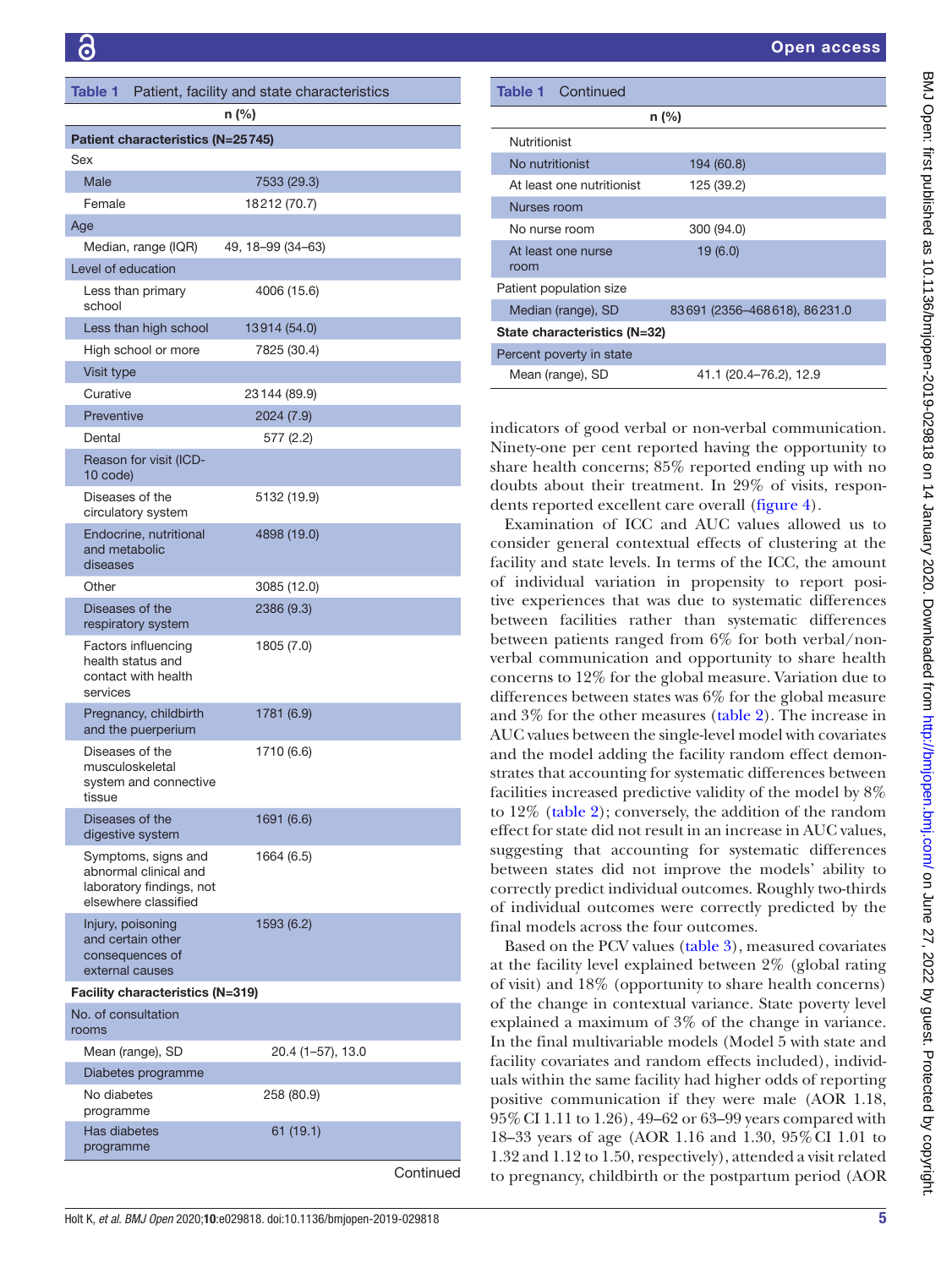**Table 1** Patient, facility and state characteristics

| | n (%) |
|---|---|
| **Patient characteristics (N=25745)** | |
| Sex | |
| Male | 7533 (29.3) |
| Female | 18212 (70.7) |
| Age | |
| Median, range (IQR) | 49, 18–99 (34–63) |
| Level of education | |
| Less than primary school | 4006 (15.6) |
| Less than high school | 13914 (54.0) |
| High school or more | 7825 (30.4) |
| Visit type | |
| Curative | 23144 (89.9) |
| Preventive | 2024 (7.9) |
| Dental | 577 (2.2) |
| Reason for visit (ICD-10 code) | |
| Diseases of the circulatory system | 5132 (19.9) |
| Endocrine, nutritional and metabolic diseases | 4898 (19.0) |
| Other | 3085 (12.0) |
| Diseases of the respiratory system | 2386 (9.3) |
| Factors influencing health status and contact with health services | 1805 (7.0) |
| Pregnancy, childbirth and the puerperium | 1781 (6.9) |
| Diseases of the musculoskeletal system and connective tissue | 1710 (6.6) |
| Diseases of the digestive system | 1691 (6.6) |
| Symptoms, signs and abnormal clinical and laboratory findings, not elsewhere classified | 1664 (6.5) |
| Injury, poisoning and certain other consequences of external causes | 1593 (6.2) |
| **Facility characteristics (N=319)** | |
| No. of consultation rooms | |
| Mean (range), SD | 20.4 (1–57), 13.0 |
| Diabetes programme | |
| No diabetes programme | 258 (80.9) |
| Has diabetes programme | 61 (19.1) |
| Nutritionist | |
| No nutritionist | 194 (60.8) |
| At least one nutritionist | 125 (39.2) |
| Nurses room | |
| No nurse room | 300 (94.0) |
| At least one nurse room | 19 (6.0) |
| Patient population size | |
| Median (range), SD | 83691 (2356–468618), 86231.0 |
| **State characteristics (N=32)** | |
| Percent poverty in state | |
| Mean (range), SD | 41.1 (20.4–76.2), 12.9 |

indicators of good verbal or non-verbal communication. Ninety-one per cent reported having the opportunity to share health concerns; 85% reported ending up with no doubts about their treatment. In 29% of visits, respondents reported excellent care overall (figure 4).

Examination of ICC and AUC values allowed us to consider general contextual effects of clustering at the facility and state levels. In terms of the ICC, the amount of individual variation in propensity to report positive experiences that was due to systematic differences between facilities rather than systematic differences between patients ranged from 6% for both verbal/non-verbal communication and opportunity to share health concerns to 12% for the global measure. Variation due to differences between states was 6% for the global measure and 3% for the other measures (table 2). The increase in AUC values between the single-level model with covariates and the model adding the facility random effect demonstrates that accounting for systematic differences between facilities increased predictive validity of the model by 8% to 12% (table 2); conversely, the addition of the random effect for state did not result in an increase in AUC values, suggesting that accounting for systematic differences between states did not improve the models' ability to correctly predict individual outcomes. Roughly two-thirds of individual outcomes were correctly predicted by the final models across the four outcomes.

Based on the PCV values (table 3), measured covariates at the facility level explained between 2% (global rating of visit) and 18% (opportunity to share health concerns) of the change in contextual variance. State poverty level explained a maximum of 3% of the change in variance. In the final multivariable models (Model 5 with state and facility covariates and random effects included), individuals within the same facility had higher odds of reporting positive communication if they were male (AOR 1.18, 95% CI 1.11 to 1.26), 49–62 or 63–99 years compared with 18–33 years of age (AOR 1.16 and 1.30, 95% CI 1.01 to 1.32 and 1.12 to 1.50, respectively), attended a visit related to pregnancy, childbirth or the postpartum period (AOR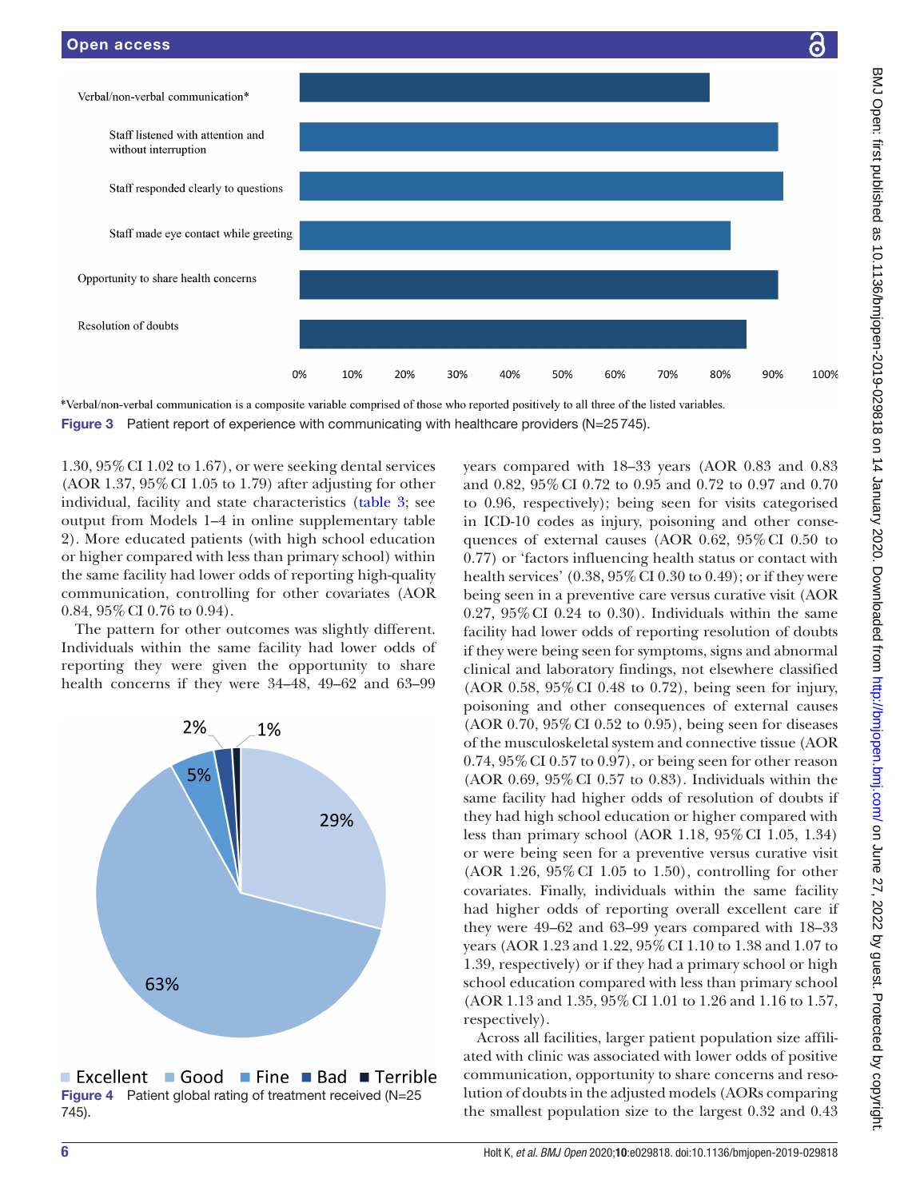Verbal/non-verbal communication*

Staff listened with attention and without interruption

Staff responded clearly to questions

Staff made eye contact while greeting

Opportunity to share health concerns

Resolution of doubts

0% 10% 20% 30% 40% 50% 60% 70% 80% 90% 100%

*Verbal/non-verbal communication is a composite variable comprised of those who reported positively to all three of the listed variables.

**Figure 3** Patient report of experience with communicating with healthcare providers (N=25 745).

1.30, 95% CI 1.02 to 1.67), or were seeking dental services (AOR 1.37, 95% CI 1.05 to 1.79) after adjusting for other individual, facility and state characteristics (table 3; see output from Models 1–4 in online supplementary table 2). More educated patients (with high school education or higher compared with less than primary school) within the same facility had lower odds of reporting high-quality communication, controlling for other covariates (AOR 0.84, 95% CI 0.76 to 0.94).

The pattern for other outcomes was slightly different. Individuals within the same facility had lower odds of reporting they were given the opportunity to share health concerns if they were 34–48, 49–62 and 63–99 years compared with 18–33 years (AOR 0.83 and 0.83 and 0.82, 95% CI 0.72 to 0.95 and 0.72 to 0.97 and 0.70 to 0.96, respectively); being seen for visits categorised in ICD-10 codes as injury, poisoning and other consequences of external causes (AOR 0.62, 95% CI 0.50 to 0.77) or 'factors influencing health status or contact with health services' (0.38, 95% CI 0.30 to 0.49); or if they were being seen in a preventive care versus curative visit (AOR 0.27, 95% CI 0.24 to 0.30). Individuals within the same facility had lower odds of reporting resolution of doubts if they were being seen for symptoms, signs and abnormal clinical and laboratory findings, not elsewhere classified (AOR 0.58, 95% CI 0.48 to 0.72), being seen for injury, poisoning and other consequences of external causes (AOR 0.70, 95% CI 0.52 to 0.95), being seen for diseases of the musculoskeletal system and connective tissue (AOR 0.74, 95% CI 0.57 to 0.97), or being seen for other reason (AOR 0.69, 95% CI 0.57 to 0.83). Individuals within the same facility had higher odds of resolution of doubts if they had high school education or higher compared with less than primary school (AOR 1.18, 95% CI 1.05, 1.34) or were being seen for a preventive versus curative visit (AOR 1.26, 95% CI 1.05 to 1.50), controlling for other covariates. Finally, individuals within the same facility had higher odds of reporting overall excellent care if they were 49–62 and 63–99 years compared with 18–33 years (AOR 1.23 and 1.22, 95% CI 1.10 to 1.38 and 1.07 to 1.39, respectively) or if they had a primary school or high school education compared with less than primary school (AOR 1.13 and 1.35, 95% CI 1.01 to 1.26 and 1.16 to 1.57, respectively).

Across all facilities, larger patient population size affiliated with clinic was associated with lower odds of positive communication, opportunity to share concerns and resolution of doubts in the adjusted models (AORs comparing the smallest population size to the largest 0.32 and 0.43

2%

1%

5%

29%

63%

Excellent Good Fine Bad Terrible

**Figure 4** Patient global rating of treatment received (N=25 745).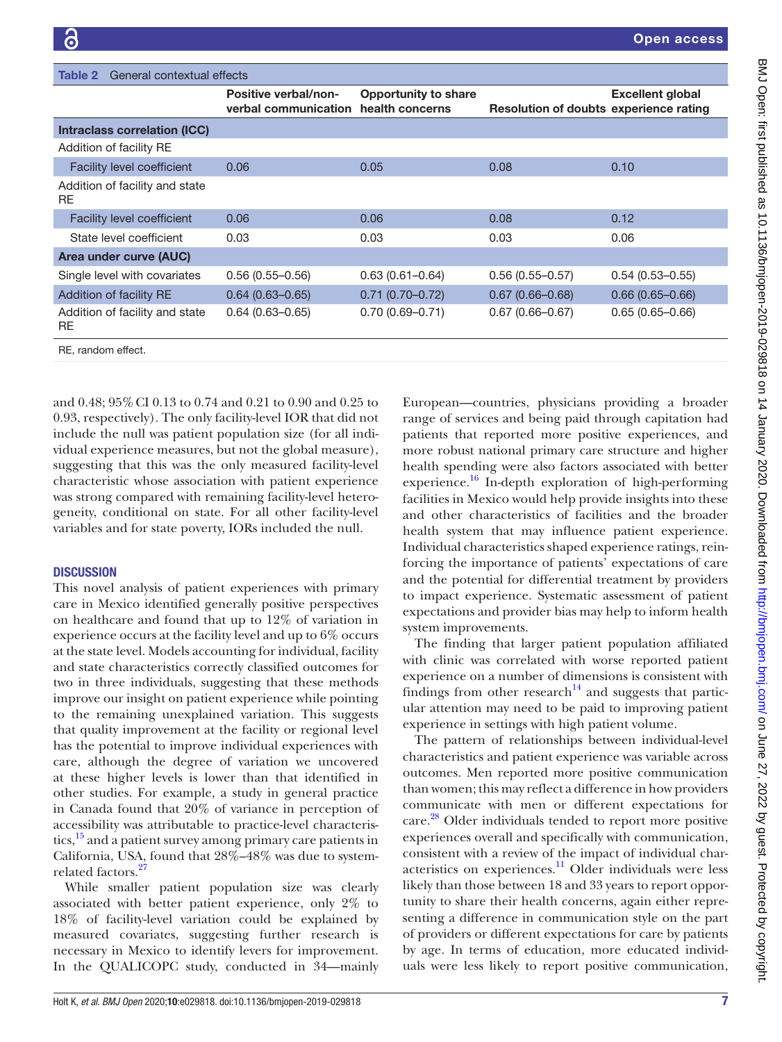Table 2 General contextual effects

| | Positive verbal/non-verbal communication | Opportunity to share health concerns | Resolution of doubts | Excellent global experience rating |
|---|---|---|---|---|
| **Intraclass correlation (ICC)** | | | | |
| Addition of facility RE | | | | |
| Facility level coefficient | 0.06 | 0.05 | 0.08 | 0.10 |
| Addition of facility and state RE | | | | |
| Facility level coefficient | 0.06 | 0.06 | 0.08 | 0.12 |
| State level coefficient | 0.03 | 0.03 | 0.03 | 0.06 |
| **Area under curve (AUC)** | | | | |
| Single level with covariates | 0.56 (0.55–0.56) | 0.63 (0.61–0.64) | 0.56 (0.55–0.57) | 0.54 (0.53–0.55) |
| Addition of facility RE | 0.64 (0.63–0.65) | 0.71 (0.70–0.72) | 0.67 (0.66–0.68) | 0.66 (0.65–0.66) |
| Addition of facility and state RE | 0.64 (0.63–0.65) | 0.70 (0.69–0.71) | 0.67 (0.66–0.67) | 0.65 (0.65–0.66) |

RE, random effect.

and 0.48; 95% CI 0.13 to 0.74 and 0.21 to 0.90 and 0.25 to 0.93, respectively). The only facility-level IOR that did not include the null was patient population size (for all individual experience measures, but not the global measure), suggesting that this was the only measured facility-level characteristic whose association with patient experience was strong compared with remaining facility-level heterogeneity, conditional on state. For all other facility-level variables and for state poverty, IORs included the null.

## DISCUSSION

This novel analysis of patient experiences with primary care in Mexico identified generally positive perspectives on healthcare and found that up to 12% of variation in experience occurs at the facility level and up to 6% occurs at the state level. Models accounting for individual, facility and state characteristics correctly classified outcomes for two in three individuals, suggesting that these methods improve our insight on patient experience while pointing to the remaining unexplained variation. This suggests that quality improvement at the facility or regional level has the potential to improve individual experiences with care, although the degree of variation we uncovered at these higher levels is lower than that identified in other studies. For example, a study in general practice in Canada found that 20% of variance in perception of accessibility was attributable to practice-level characteristics,[15] and a patient survey among primary care patients in California, USA, found that 28%–48% was due to system-related factors.[27]

While smaller patient population size was clearly associated with better patient experience, only 2% to 18% of facility-level variation could be explained by measured covariates, suggesting further research is necessary in Mexico to identify levers for improvement. In the QUALICOPC study, conducted in 34—mainly European—countries, physicians providing a broader range of services and being paid through capitation had patients that reported more positive experiences, and more robust national primary care structure and higher health spending were also factors associated with better experience.[16] In-depth exploration of high-performing facilities in Mexico would help provide insights into these and other characteristics of facilities and the broader health system that may influence patient experience. Individual characteristics shaped experience ratings, reinforcing the importance of patients' expectations of care and the potential for differential treatment by providers to impact experience. Systematic assessment of patient expectations and provider bias may help to inform health system improvements.

The finding that larger patient population affiliated with clinic was correlated with worse reported patient experience on a number of dimensions is consistent with findings from other research[14] and suggests that particular attention may need to be paid to improving patient experience in settings with high patient volume.

The pattern of relationships between individual-level characteristics and patient experience was variable across outcomes. Men reported more positive communication than women; this may reflect a difference in how providers communicate with men or different expectations for care.[28] Older individuals tended to report more positive experiences overall and specifically with communication, consistent with a review of the impact of individual characteristics on experiences.[11] Older individuals were less likely than those between 18 and 33 years to report opportunity to share their health concerns, again either representing a difference in communication style on the part of providers or different expectations for care by patients by age. In terms of education, more educated individuals were less likely to report positive communication,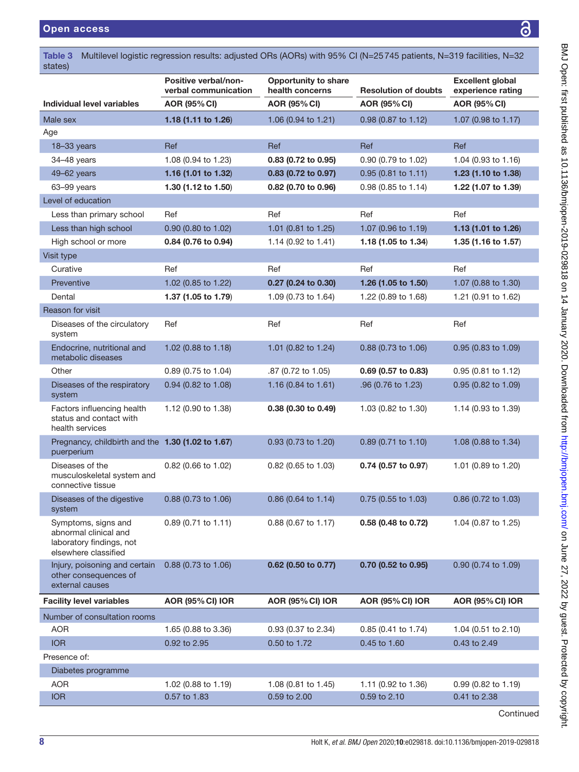Table 3 Multilevel logistic regression results: adjusted ORs (AORs) with 95% CI (N=25745 patients, N=319 facilities, N=32 states)

| Individual level variables | Positive verbal/non-verbal communication AOR (95% CI) | Opportunity to share health concerns AOR (95% CI) | Resolution of doubts AOR (95% CI) | Excellent global experience rating AOR (95% CI) |
|---|---|---|---|---|
| Male sex | **1.18 (1.11 to 1.26)** | 1.06 (0.94 to 1.21) | 0.98 (0.87 to 1.12) | 1.07 (0.98 to 1.17) |
| Age | | | | |
| 18–33 years | Ref | Ref | Ref | Ref |
| 34–48 years | 1.08 (0.94 to 1.23) | **0.83 (0.72 to 0.95)** | 0.90 (0.79 to 1.02) | 1.04 (0.93 to 1.16) |
| 49–62 years | **1.16 (1.01 to 1.32)** | **0.83 (0.72 to 0.97)** | 0.95 (0.81 to 1.11) | **1.23 (1.10 to 1.38)** |
| 63–99 years | **1.30 (1.12 to 1.50)** | **0.82 (0.70 to 0.96)** | 0.98 (0.85 to 1.14) | **1.22 (1.07 to 1.39)** |
| Level of education | | | | |
| Less than primary school | Ref | Ref | Ref | Ref |
| Less than high school | 0.90 (0.80 to 1.02) | 1.01 (0.81 to 1.25) | 1.07 (0.96 to 1.19) | **1.13 (1.01 to 1.26)** |
| High school or more | **0.84 (0.76 to 0.94)** | 1.14 (0.92 to 1.41) | **1.18 (1.05 to 1.34)** | **1.35 (1.16 to 1.57)** |
| Visit type | | | | |
| Curative | Ref | Ref | Ref | Ref |
| Preventive | 1.02 (0.85 to 1.22) | **0.27 (0.24 to 0.30)** | **1.26 (1.05 to 1.50)** | 1.07 (0.88 to 1.30) |
| Dental | **1.37 (1.05 to 1.79)** | 1.09 (0.73 to 1.64) | 1.22 (0.89 to 1.68) | 1.21 (0.91 to 1.62) |
| Reason for visit | | | | |
| Diseases of the circulatory system | Ref | Ref | Ref | Ref |
| Endocrine, nutritional and metabolic diseases | 1.02 (0.88 to 1.18) | 1.01 (0.82 to 1.24) | 0.88 (0.73 to 1.06) | 0.95 (0.83 to 1.09) |
| Other | 0.89 (0.75 to 1.04) | .87 (0.72 to 1.05) | **0.69 (0.57 to 0.83)** | 0.95 (0.81 to 1.12) |
| Diseases of the respiratory system | 0.94 (0.82 to 1.08) | 1.16 (0.84 to 1.61) | .96 (0.76 to 1.23) | 0.95 (0.82 to 1.09) |
| Factors influencing health status and contact with health services | 1.12 (0.90 to 1.38) | **0.38 (0.30 to 0.49)** | 1.03 (0.82 to 1.30) | 1.14 (0.93 to 1.39) |
| Pregnancy, childbirth and the puerperium | **1.30 (1.02 to 1.67)** | 0.93 (0.73 to 1.20) | 0.89 (0.71 to 1.10) | 1.08 (0.88 to 1.34) |
| Diseases of the musculoskeletal system and connective tissue | 0.82 (0.66 to 1.02) | 0.82 (0.65 to 1.03) | **0.74 (0.57 to 0.97)** | 1.01 (0.89 to 1.20) |
| Diseases of the digestive system | 0.88 (0.73 to 1.06) | 0.86 (0.64 to 1.14) | 0.75 (0.55 to 1.03) | 0.86 (0.72 to 1.03) |
| Symptoms, signs and abnormal clinical and laboratory findings, not elsewhere classified | 0.89 (0.71 to 1.11) | 0.88 (0.67 to 1.17) | **0.58 (0.48 to 0.72)** | 1.04 (0.87 to 1.25) |
| Injury, poisoning and certain other consequences of external causes | 0.88 (0.73 to 1.06) | **0.62 (0.50 to 0.77)** | **0.70 (0.52 to 0.95)** | 0.90 (0.74 to 1.09) |
| **Facility level variables** | **AOR (95% CI) IOR** | **AOR (95% CI) IOR** | **AOR (95% CI) IOR** | **AOR (95% CI) IOR** |
| Number of consultation rooms | | | | |
| AOR | 1.65 (0.88 to 3.36) | 0.93 (0.37 to 2.34) | 0.85 (0.41 to 1.74) | 1.04 (0.51 to 2.10) |
| IOR | 0.92 to 2.95 | 0.50 to 1.72 | 0.45 to 1.60 | 0.43 to 2.49 |
| Presence of: | | | | |
| Diabetes programme | | | | |
| AOR | 1.02 (0.88 to 1.19) | 1.08 (0.81 to 1.45) | 1.11 (0.92 to 1.36) | 0.99 (0.82 to 1.19) |
| IOR | 0.57 to 1.83 | 0.59 to 2.00 | 0.59 to 2.10 | 0.41 to 2.38 |

Continued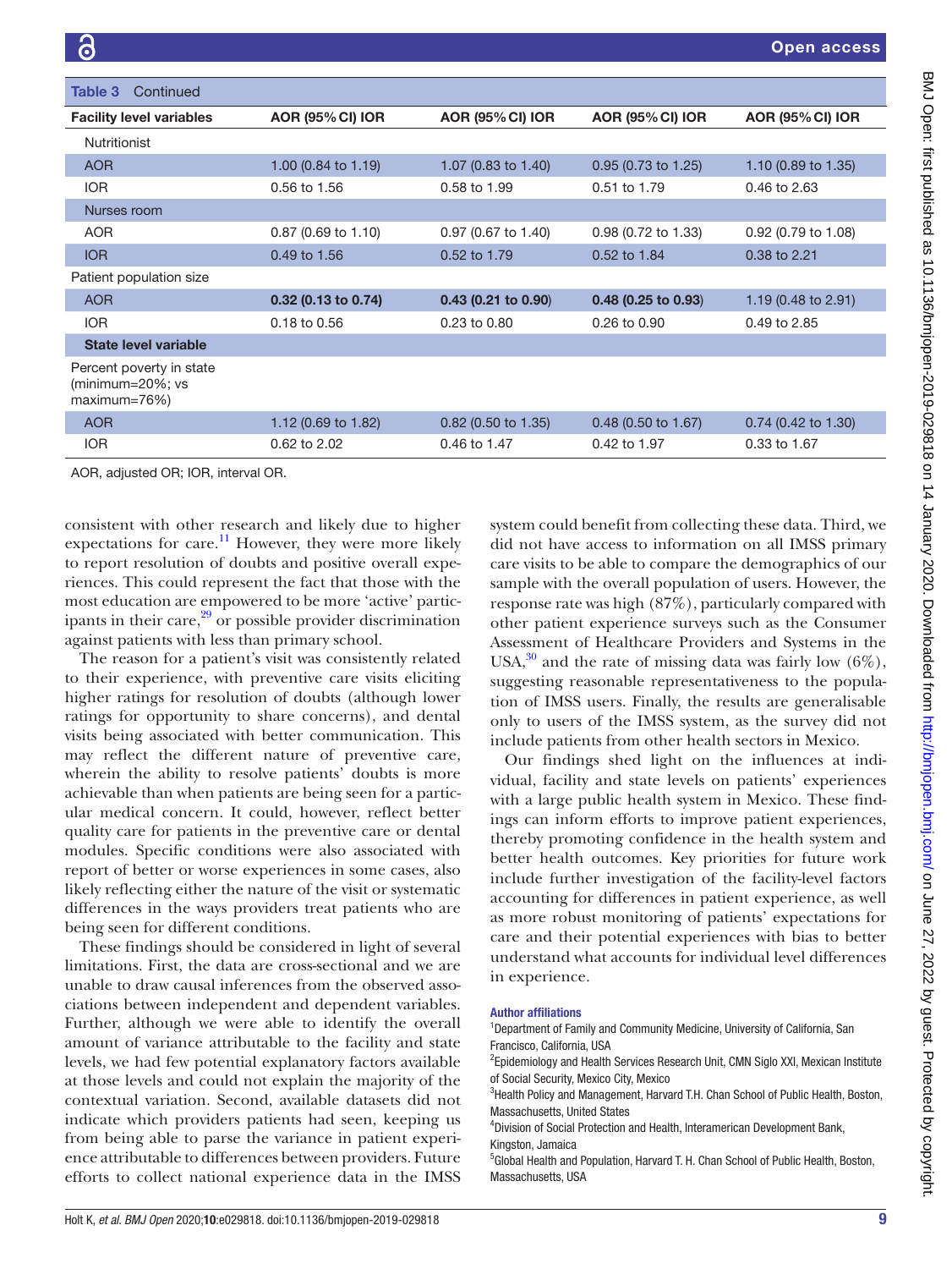Table 3 Continued

| Facility level variables | AOR (95% CI) IOR | AOR (95% CI) IOR | AOR (95% CI) IOR | AOR (95% CI) IOR |
|---|---|---|---|---|
| Nutritionist | | | | |
| AOR | 1.00 (0.84 to 1.19) | 1.07 (0.83 to 1.40) | 0.95 (0.73 to 1.25) | 1.10 (0.89 to 1.35) |
| IOR | 0.56 to 1.56 | 0.58 to 1.99 | 0.51 to 1.79 | 0.46 to 2.63 |
| Nurses room | | | | |
| AOR | 0.87 (0.69 to 1.10) | 0.97 (0.67 to 1.40) | 0.98 (0.72 to 1.33) | 0.92 (0.79 to 1.08) |
| IOR | 0.49 to 1.56 | 0.52 to 1.79 | 0.52 to 1.84 | 0.38 to 2.21 |
| Patient population size | | | | |
| AOR | **0.32 (0.13 to 0.74)** | **0.43 (0.21 to 0.90)** | **0.48 (0.25 to 0.93)** | 1.19 (0.48 to 2.91) |
| IOR | 0.18 to 0.56 | 0.23 to 0.80 | 0.26 to 0.90 | 0.49 to 2.85 |
| **State level variable** | | | | |
| Percent poverty in state (minimum=20%; vs maximum=76%) | | | | |
| AOR | 1.12 (0.69 to 1.82) | 0.82 (0.50 to 1.35) | 0.48 (0.50 to 1.67) | 0.74 (0.42 to 1.30) |
| IOR | 0.62 to 2.02 | 0.46 to 1.47 | 0.42 to 1.97 | 0.33 to 1.67 |

AOR, adjusted OR; IOR, interval OR.

consistent with other research and likely due to higher expectations for care.[11] However, they were more likely to report resolution of doubts and positive overall experiences. This could represent the fact that those with the most education are empowered to be more 'active' participants in their care,[29] or possible provider discrimination against patients with less than primary school.

The reason for a patient's visit was consistently related to their experience, with preventive care visits eliciting higher ratings for resolution of doubts (although lower ratings for opportunity to share concerns), and dental visits being associated with better communication. This may reflect the different nature of preventive care, wherein the ability to resolve patients' doubts is more achievable than when patients are being seen for a particular medical concern. It could, however, reflect better quality care for patients in the preventive care or dental modules. Specific conditions were also associated with report of better or worse experiences in some cases, also likely reflecting either the nature of the visit or systematic differences in the ways providers treat patients who are being seen for different conditions.

These findings should be considered in light of several limitations. First, the data are cross-sectional and we are unable to draw causal inferences from the observed associations between independent and dependent variables. Further, although we were able to identify the overall amount of variance attributable to the facility and state levels, we had few potential explanatory factors available at those levels and could not explain the majority of the contextual variation. Second, available datasets did not indicate which providers patients had seen, keeping us from being able to parse the variance in patient experience attributable to differences between providers. Future efforts to collect national experience data in the IMSS system could benefit from collecting these data. Third, we did not have access to information on all IMSS primary care visits to be able to compare the demographics of our sample with the overall population of users. However, the response rate was high (87%), particularly compared with other patient experience surveys such as the Consumer Assessment of Healthcare Providers and Systems in the USA,[30] and the rate of missing data was fairly low (6%), suggesting reasonable representativeness to the population of IMSS users. Finally, the results are generalisable only to users of the IMSS system, as the survey did not include patients from other health sectors in Mexico.

Our findings shed light on the influences at individual, facility and state levels on patients' experiences with a large public health system in Mexico. These findings can inform efforts to improve patient experiences, thereby promoting confidence in the health system and better health outcomes. Key priorities for future work include further investigation of the facility-level factors accounting for differences in patient experience, as well as more robust monitoring of patients' expectations for care and their potential experiences with bias to better understand what accounts for individual level differences in experience.

**Author affiliations**

[1]Department of Family and Community Medicine, University of California, San Francisco, California, USA
[2]Epidemiology and Health Services Research Unit, CMN Siglo XXI, Mexican Institute of Social Security, Mexico City, Mexico
[3]Health Policy and Management, Harvard T.H. Chan School of Public Health, Boston, Massachusetts, United States
[4]Division of Social Protection and Health, Interamerican Development Bank, Kingston, Jamaica
[5]Global Health and Population, Harvard T. H. Chan School of Public Health, Boston, Massachusetts, USA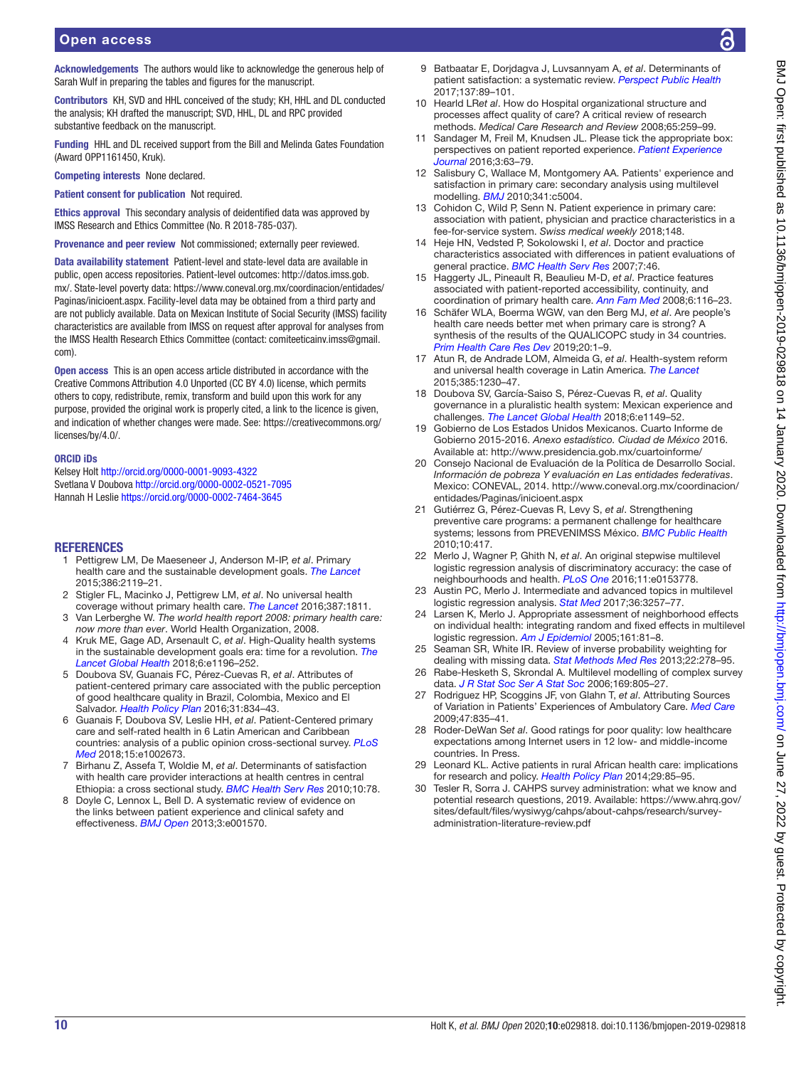**Acknowledgements** The authors would like to acknowledge the generous help of Sarah Wulf in preparing the tables and figures for the manuscript.

**Contributors** KH, SVD and HHL conceived of the study; KH, HHL and DL conducted the analysis; KH drafted the manuscript; SVD, HHL, DL and RPC provided substantive feedback on the manuscript.

**Funding** HHL and DL received support from the Bill and Melinda Gates Foundation (Award OPP1161450, Kruk).

**Competing interests** None declared.

**Patient consent for publication** Not required.

**Ethics approval** This secondary analysis of deidentified data was approved by IMSS Research and Ethics Committee (No. R 2018-785-037).

**Provenance and peer review** Not commissioned; externally peer reviewed.

**Data availability statement** Patient-level and state-level data are available in public, open access repositories. Patient-level outcomes: http://datos.imss.gob.mx/. State-level poverty data: https://www.coneval.org.mx/coordinacion/entidades/Paginas/inicioent.aspx. Facility-level data may be obtained from a third party and are not publicly available. Data on Mexican Institute of Social Security (IMSS) facility characteristics are available from IMSS on request after approval for analyses from the IMSS Health Research Ethics Committee (contact: comiteeticainv.imss@gmail.com).

**Open access** This is an open access article distributed in accordance with the Creative Commons Attribution 4.0 Unported (CC BY 4.0) license, which permits others to copy, redistribute, remix, transform and build upon this work for any purpose, provided the original work is properly cited, a link to the licence is given, and indication of whether changes were made. See: https://creativecommons.org/licenses/by/4.0/.

**ORCID iDs**

Kelsey Holt http://orcid.org/0000-0001-9093-4322
Svetlana V Doubova http://orcid.org/0000-0002-0521-7095
Hannah H Leslie https://orcid.org/0000-0002-7464-3645

## REFERENCES

1. Pettigrew LM, De Maeseneer J, Anderson M-IP, *et al*. Primary health care and the sustainable development goals. *The Lancet* 2015;386:2119–21.
2. Stigler FL, Macinko J, Pettigrew LM, *et al*. No universal health coverage without primary health care. *The Lancet* 2016;387:1811.
3. Van Lerberghe W. *The world health report 2008: primary health care: now more than ever*. World Health Organization, 2008.
4. Kruk ME, Gage AD, Arsenault C, *et al*. High-Quality health systems in the sustainable development goals era: time for a revolution. *The Lancet Global Health* 2018;6:e1196–252.
5. Doubova SV, Guanais FC, Pérez-Cuevas R, *et al*. Attributes of patient-centered primary care associated with the public perception of good healthcare quality in Brazil, Colombia, Mexico and El Salvador. *Health Policy Plan* 2016;31:834–43.
6. Guanais F, Doubova SV, Leslie HH, *et al*. Patient-Centered primary care and self-rated health in 6 Latin American and Caribbean countries: analysis of a public opinion cross-sectional survey. *PLoS Med* 2018;15:e1002673.
7. Birhanu Z, Assefa T, Woldie M, *et al*. Determinants of satisfaction with health care provider interactions at health centres in central Ethiopia: a cross sectional study. *BMC Health Serv Res* 2010;10:78.
8. Doyle C, Lennox L, Bell D. A systematic review of evidence on the links between patient experience and clinical safety and effectiveness. *BMJ Open* 2013;3:e001570.
9. Batbaatar E, Dorjdagva J, Luvsannyam A, *et al*. Determinants of patient satisfaction: a systematic review. *Perspect Public Health* 2017;137:89–101.
10. Hearld LR*et al*. How do Hospital organizational structure and processes affect quality of care? A critical review of research methods. *Medical Care Research and Review* 2008;65:259–99.
11. Sandager M, Freil M, Knudsen JL. Please tick the appropriate box: perspectives on patient reported experience. *Patient Experience Journal* 2016;3:63–79.
12. Salisbury C, Wallace M, Montgomery AA. Patients' experience and satisfaction in primary care: secondary analysis using multilevel modelling. *BMJ* 2010;341:c5004.
13. Cohidon C, Wild P, Senn N. Patient experience in primary care: association with patient, physician and practice characteristics in a fee-for-service system. *Swiss medical weekly* 2018;148.
14. Heje HN, Vedsted P, Sokolowski I, *et al*. Doctor and practice characteristics associated with differences in patient evaluations of general practice. *BMC Health Serv Res* 2007;7:46.
15. Haggerty JL, Pineault R, Beaulieu M-D, *et al*. Practice features associated with patient-reported accessibility, continuity, and coordination of primary health care. *Ann Fam Med* 2008;6:116–23.
16. Schäfer WLA, Boerma WGW, van den Berg MJ, *et al*. Are people's health care needs better met when primary care is strong? A synthesis of the results of the QUALICOPC study in 34 countries. *Prim Health Care Res Dev* 2019;20:1–9.
17. Atun R, de Andrade LOM, Almeida G, *et al*. Health-system reform and universal health coverage in Latin America. *The Lancet* 2015;385:1230–47.
18. Doubova SV, García-Saiso S, Pérez-Cuevas R, *et al*. Quality governance in a pluralistic health system: Mexican experience and challenges. *The Lancet Global Health* 2018;6:e1149–52.
19. Gobierno de Los Estados Unidos Mexicanos. Cuarto Informe de Gobierno 2015-2016. *Anexo estadístico. Ciudad de México* 2016. Available at: http://www.presidencia.gob.mx/cuartoinforme/
20. Consejo Nacional de Evaluación de la Política de Desarrollo Social. *Información de pobreza Y evaluación en Las entidades federativas*. Mexico: CONEVAL, 2014. http://www.coneval.org.mx/coordinacion/entidades/Paginas/inicioent.aspx
21. Gutiérrez G, Pérez-Cuevas R, Levy S, *et al*. Strengthening preventive care programs: a permanent challenge for healthcare systems; lessons from PREVENIMSS México. *BMC Public Health* 2010;10:417.
22. Merlo J, Wagner P, Ghith N, *et al*. An original stepwise multilevel logistic regression analysis of discriminatory accuracy: the case of neighbourhoods and health. *PLoS One* 2016;11:e0153778.
23. Austin PC, Merlo J. Intermediate and advanced topics in multilevel logistic regression analysis. *Stat Med* 2017;36:3257–77.
24. Larsen K, Merlo J. Appropriate assessment of neighborhood effects on individual health: integrating random and fixed effects in multilevel logistic regression. *Am J Epidemiol* 2005;161:81–8.
25. Seaman SR, White IR. Review of inverse probability weighting for dealing with missing data. *Stat Methods Med Res* 2013;22:278–95.
26. Rabe-Hesketh S, Skrondal A. Multilevel modelling of complex survey data. *J R Stat Soc Ser A Stat Soc* 2006;169:805–27.
27. Rodriguez HP, Scoggins JF, von Glahn T, *et al*. Attributing Sources of Variation in Patients' Experiences of Ambulatory Care. *Med Care* 2009;47:835–41.
28. Roder-DeWan S*et al*. Good ratings for poor quality: low healthcare expectations among Internet users in 12 low- and middle-income countries. In Press.
29. Leonard KL. Active patients in rural African health care: implications for research and policy. *Health Policy Plan* 2014;29:85–95.
30. Tesler R, Sorra J. CAHPS survey administration: what we know and potential research questions, 2019. Available: https://www.ahrq.gov/sites/default/files/wysiwyg/cahps/about-cahps/research/survey-administration-literature-review.pdf